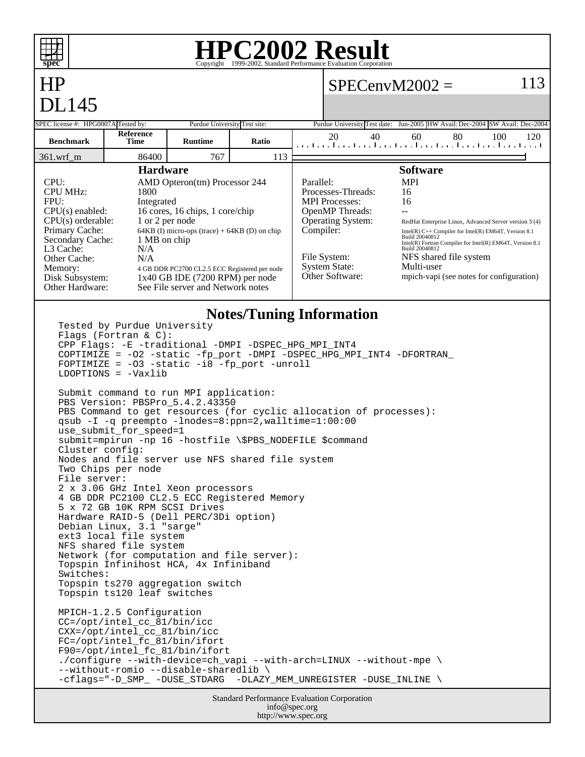# HPC2002 Result

Copyright 1999-2002, Standard Performance Evaluation Corporation

## HP DL145

SPECenvM2002 = 113

| SPEC license #: HPG0007A | Tested by: Purdue University | Test site: Purdue University | Test date: Jun-2005 | HW Avail: Dec-2004 | SW Avail: Dec-2004 |
|---|---|---|---|---|---|

| Benchmark | Reference Time | Runtime | Ratio |
|---|---|---|---|
| 361.wrf_m | 86400 | 767 | 113 |

### Hardware

| | |
|---|---|
| CPU: | AMD Opteron(tm) Processor 244 |
| CPU MHz: | 1800 |
| FPU: | Integrated |
| CPU(s) enabled: | 16 cores, 16 chips, 1 core/chip |
| CPU(s) orderable: | 1 or 2 per node |
| Primary Cache: | 64KB (I) micro-ops (trace) + 64KB (D) on chip |
| Secondary Cache: | 1 MB on chip |
| L3 Cache: | N/A |
| Other Cache: | N/A |
| Memory: | 4 GB DDR PC2700 CL2.5 ECC Registered per node |
| Disk Subsystem: | 1x40 GB IDE (7200 RPM) per node |
| Other Hardware: | See File server and Network notes |

### Software

| | |
|---|---|
| Parallel: | MPI |
| Processes-Threads: | 16 |
| MPI Processes: | 16 |
| OpenMP Threads: | -- |
| Operating System: | RedHat Enterprise Linux, Advanced Server version 3 (4) |
| Compiler: | Intel(R) C++ Compiler for Intel(R) EM64T, Version 8.1 Build 20040812<br>Intel(R) Fortran Compiler for Intel(R) EM64T, Version 8.1 Build 20040812 |
| File System: | NFS shared file system |
| System State: | Multi-user |
| Other Software: | mpich-vapi (see notes for configuration) |

### Notes/Tuning Information

```
Tested by Purdue University
Flags (Fortran & C):
CPP Flags: -E -traditional -DMPI -DSPEC_HPG_MPI_INT4
COPTIMIZE = -O2 -static -fp_port -DMPI -DSPEC_HPG_MPI_INT4 -DFORTRAN_
FOPTIMIZE = -O3 -static -i8 -fp_port -unroll
LDOPTIONS = -Vaxlib

Submit command to run MPI application:
PBS Version: PBSPro_5.4.2.43350
PBS Command to get resources (for cyclic allocation of processes):
qsub -I -q preempto -lnodes=8:ppn=2,walltime=1:00:00
use_submit_for_speed=1
submit=mpirun -np 16 -hostfile \$PBS_NODEFILE $command
Cluster config:
Nodes and file server use NFS shared file system
Two Chips per node
File server:
2 x 3.06 GHz Intel Xeon processors
4 GB DDR PC2100 CL2.5 ECC Registered Memory
5 x 72 GB 10K RPM SCSI Drives
Hardware RAID-5 (Dell PERC/3Di option)
Debian Linux, 3.1 "sarge"
ext3 local file system
NFS shared file system
Network (for computation and file server):
Topspin Infinihost HCA, 4x Infiniband
Switches:
Topspin ts270 aggregation switch
Topspin ts120 leaf switches

MPICH-1.2.5 Configuration
CC=/opt/intel_cc_81/bin/icc
CXX=/opt/intel_cc_81/bin/icc
FC=/opt/intel_fc_81/bin/ifort
F90=/opt/intel_fc_81/bin/ifort
./configure --with-device=ch_vapi --with-arch=LINUX --without-mpe \
--without-romio --disable-sharedlib \
-cflags="-D_SMP_ -DUSE_STDARG  -DLAZY_MEM_UNREGISTER -DUSE_INLINE \
```

Standard Performance Evaluation Corporation
info@spec.org
http://www.spec.org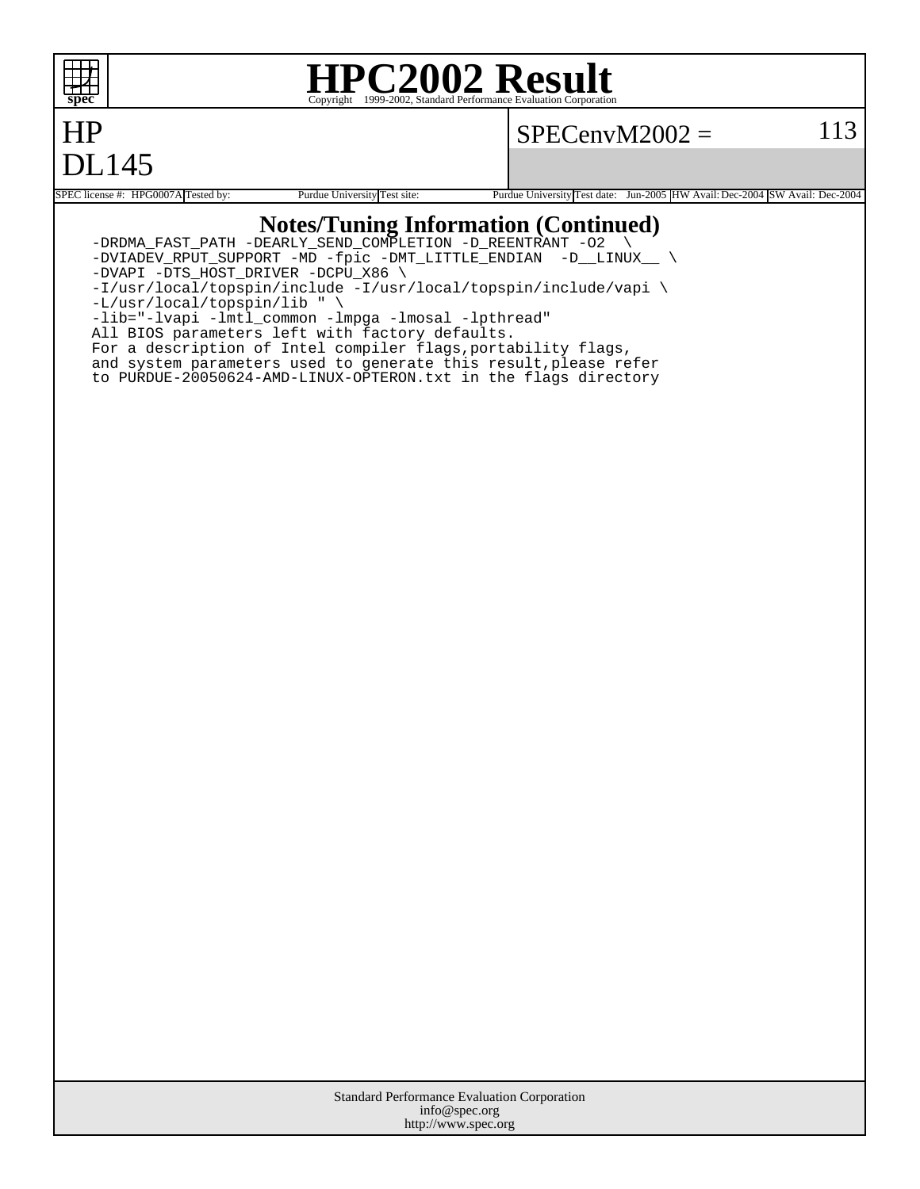# HPC2002 Result

Copyright 1999-2002, Standard Performance Evaluation Corporation

HP
DL145

SPECenvM2002 = 113

| SPEC license #: | HPG0007A | Tested by: | Purdue University | Test site: | Purdue University | Test date: | Jun-2005 | HW Avail: | Dec-2004 | SW Avail: | Dec-2004 |
|---|---|---|---|---|---|---|---|---|---|---|---|

## Notes/Tuning Information (Continued)

```
-DRDMA_FAST_PATH -DEARLY_SEND_COMPLETION -D_REENTRANT -O2  \
-DVIADEV_RPUT_SUPPORT -MD -fpic -DMT_LITTLE_ENDIAN  -D__LINUX__ \
-DVAPI -DTS_HOST_DRIVER -DCPU_X86 \
-I/usr/local/topspin/include -I/usr/local/topspin/include/vapi \
-L/usr/local/topspin/lib " \
-lib="-lvapi -lmtl_common -lmpga -lmosal -lpthread"
All BIOS parameters left with factory defaults.
For a description of Intel compiler flags,portability flags,
and system parameters used to generate this result,please refer
to PURDUE-20050624-AMD-LINUX-OPTERON.txt in the flags directory
```

Standard Performance Evaluation Corporation
info@spec.org
http://www.spec.org